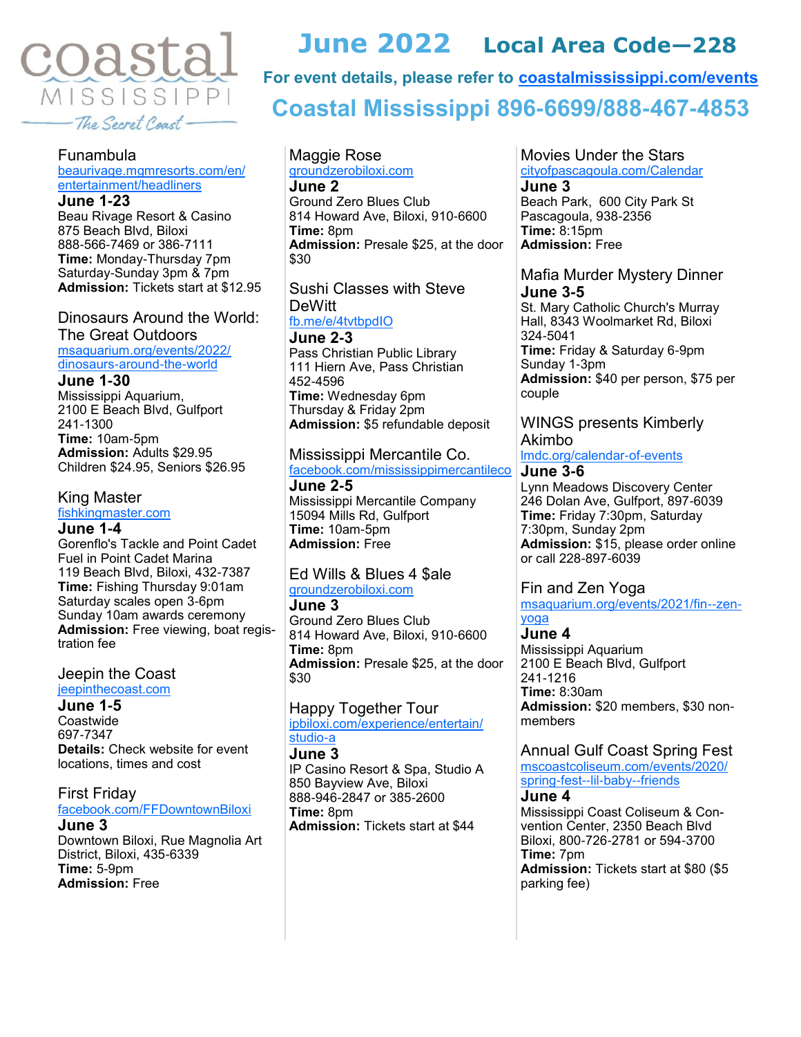coastal MISSISSIPPI — The Secret Coast

# June 2022 Local Area Code—228

**For event details, please refer to [coastalmississippi.com/events](coastalmississippi.com/events)**

## Coastal Mississippi 896-6699/888-467-4853

### Funambula
beaurivage.mgmresorts.com/en/entertainment/headliners

**June 1-23**
Beau Rivage Resort & Casino
875 Beach Blvd, Biloxi
888-566-7469 or 386-7111
**Time:** Monday-Thursday 7pm
Saturday-Sunday 3pm & 7pm
**Admission:** Tickets start at $12.95

### Dinosaurs Around the World: The Great Outdoors
msaquarium.org/events/2022/dinosaurs-around-the-world

**June 1-30**
Mississippi Aquarium,
2100 E Beach Blvd, Gulfport
241-1300
**Time:** 10am-5pm
**Admission:** Adults $29.95
Children $24.95, Seniors $26.95

### King Master
fishkingmaster.com

**June 1-4**
Gorenflo's Tackle and Point Cadet Fuel in Point Cadet Marina
119 Beach Blvd, Biloxi, 432-7387
**Time:** Fishing Thursday 9:01am
Saturday scales open 3-6pm
Sunday 10am awards ceremony
**Admission:** Free viewing, boat registration fee

### Jeepin the Coast
jeepinthecoast.com

**June 1-5**
Coastwide
697-7347
**Details:** Check website for event locations, times and cost

### First Friday
facebook.com/FFDowntownBiloxi

**June 3**
Downtown Biloxi, Rue Magnolia Art District, Biloxi, 435-6339
**Time:** 5-9pm
**Admission:** Free

### Maggie Rose
groundzerobiloxi.com

**June 2**
Ground Zero Blues Club
814 Howard Ave, Biloxi, 910-6600
**Time:** 8pm
**Admission:** Presale $25, at the door $30

### Sushi Classes with Steve DeWitt
fb.me/e/4tvtbpdIO

**June 2-3**
Pass Christian Public Library
111 Hiern Ave, Pass Christian
452-4596
**Time:** Wednesday 6pm
Thursday & Friday 2pm
**Admission:** $5 refundable deposit

### Mississippi Mercantile Co.
facebook.com/mississippimercantileco

**June 2-5**
Mississippi Mercantile Company
15094 Mills Rd, Gulfport
**Time:** 10am-5pm
**Admission:** Free

### Ed Wills & Blues 4 $ale
groundzerobiloxi.com

**June 3**
Ground Zero Blues Club
814 Howard Ave, Biloxi, 910-6600
**Time:** 8pm
**Admission:** Presale $25, at the door $30

### Happy Together Tour
ipbiloxi.com/experience/entertain/studio-a

**June 3**
IP Casino Resort & Spa, Studio A
850 Bayview Ave, Biloxi
888-946-2847 or 385-2600
**Time:** 8pm
**Admission:** Tickets start at $44

### Movies Under the Stars
cityofpascagoula.com/Calendar

**June 3**
Beach Park, 600 City Park St
Pascagoula, 938-2356
**Time:** 8:15pm
**Admission:** Free

### Mafia Murder Mystery Dinner

**June 3-5**
St. Mary Catholic Church's Murray Hall, 8343 Woolmarket Rd, Biloxi
324-5041
**Time:** Friday & Saturday 6-9pm
Sunday 1-3pm
**Admission:** $40 per person, $75 per couple

### WINGS presents Kimberly Akimbo
lmdc.org/calendar-of-events

**June 3-6**
Lynn Meadows Discovery Center
246 Dolan Ave, Gulfport, 897-6039
**Time:** Friday 7:30pm, Saturday 7:30pm, Sunday 2pm
**Admission:** $15, please order online or call 228-897-6039

### Fin and Zen Yoga
msaquarium.org/events/2021/fin--zen-yoga

**June 4**
Mississippi Aquarium
2100 E Beach Blvd, Gulfport
241-1216
**Time:** 8:30am
**Admission:** $20 members, $30 non-members

### Annual Gulf Coast Spring Fest
mscoastcoliseum.com/events/2020/spring-fest--lil-baby--friends

**June 4**
Mississippi Coast Coliseum & Convention Center, 2350 Beach Blvd
Biloxi, 800-726-2781 or 594-3700
**Time:** 7pm
**Admission:** Tickets start at $80 ($5 parking fee)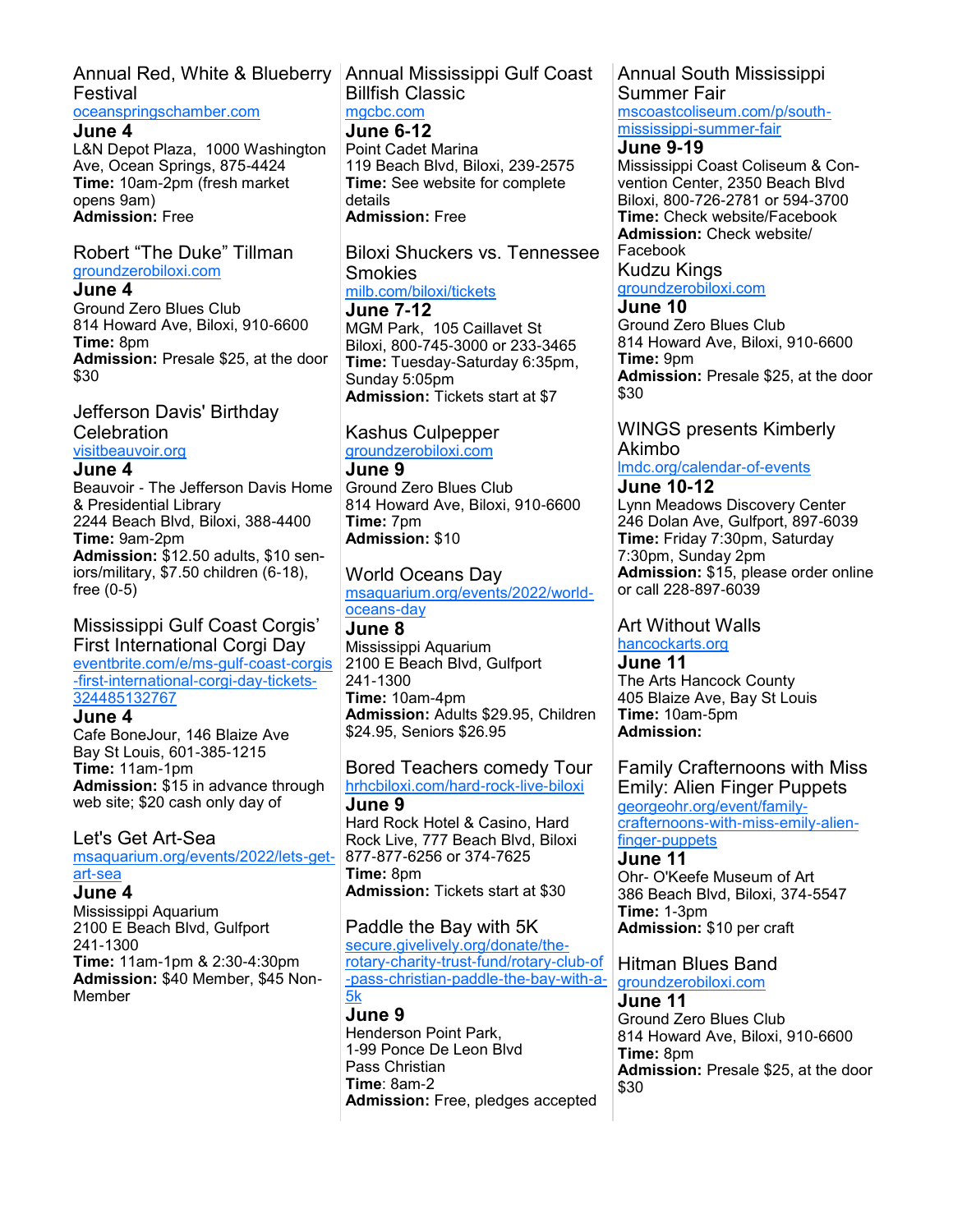### Annual Red, White & Blueberry Festival

oceanspringschamber.com

**June 4**

L&N Depot Plaza, 1000 Washington Ave, Ocean Springs, 875-4424

**Time:** 10am-2pm (fresh market opens 9am)

**Admission:** Free

### Robert "The Duke" Tillman

groundzerobiloxi.com

**June 4**

Ground Zero Blues Club
814 Howard Ave, Biloxi, 910-6600

**Time:** 8pm

**Admission:** Presale $25, at the door $30

### Jefferson Davis' Birthday Celebration

visitbeauvoir.org

**June 4**

Beauvoir - The Jefferson Davis Home & Presidential Library
2244 Beach Blvd, Biloxi, 388-4400

**Time:** 9am-2pm

**Admission:** $12.50 adults, $10 seniors/military, $7.50 children (6-18), free (0-5)

### Mississippi Gulf Coast Corgis' First International Corgi Day

eventbrite.com/e/ms-gulf-coast-corgis-first-international-corgi-day-tickets-324485132767

**June 4**

Cafe BoneJour, 146 Blaize Ave
Bay St Louis, 601-385-1215

**Time:** 11am-1pm

**Admission:** $15 in advance through web site; $20 cash only day of

### Let's Get Art-Sea

msaquarium.org/events/2022/lets-get-art-sea

**June 4**

Mississippi Aquarium
2100 E Beach Blvd, Gulfport
241-1300

**Time:** 11am-1pm & 2:30-4:30pm

**Admission:** $40 Member, $45 Non-Member

### Annual Mississippi Gulf Coast Billfish Classic

mgcbc.com

**June 6-12**

Point Cadet Marina
119 Beach Blvd, Biloxi, 239-2575

**Time:** See website for complete details

**Admission:** Free

### Biloxi Shuckers vs. Tennessee Smokies

milb.com/biloxi/tickets

**June 7-12**

MGM Park, 105 Caillavet St
Biloxi, 800-745-3000 or 233-3465

**Time:** Tuesday-Saturday 6:35pm, Sunday 5:05pm

**Admission:** Tickets start at $7

### Kashus Culpepper

groundzerobiloxi.com

**June 9**

Ground Zero Blues Club
814 Howard Ave, Biloxi, 910-6600

**Time:** 7pm

**Admission:** $10

### World Oceans Day

msaquarium.org/events/2022/world-oceans-day

**June 8**

Mississippi Aquarium
2100 E Beach Blvd, Gulfport
241-1300

**Time:** 10am-4pm

**Admission:** Adults $29.95, Children $24.95, Seniors $26.95

### Bored Teachers comedy Tour

hrhcbiloxi.com/hard-rock-live-biloxi

**June 9**

Hard Rock Hotel & Casino, Hard Rock Live, 777 Beach Blvd, Biloxi
877-877-6256 or 374-7625

**Time:** 8pm

**Admission:** Tickets start at $30

### Paddle the Bay with 5K

secure.givelively.org/donate/the-rotary-charity-trust-fund/rotary-club-of-pass-christian-paddle-the-bay-with-a-5k

**June 9**

Henderson Point Park,
1-99 Ponce De Leon Blvd
Pass Christian

**Time**: 8am-2

**Admission:** Free, pledges accepted

### Annual South Mississippi Summer Fair

mscoastcoliseum.com/p/south-mississippi-summer-fair

**June 9-19**

Mississippi Coast Coliseum & Convention Center, 2350 Beach Blvd
Biloxi, 800-726-2781 or 594-3700

**Time:** Check website/Facebook

**Admission:** Check website/ Facebook

### Kudzu Kings

groundzerobiloxi.com

**June 10**

Ground Zero Blues Club
814 Howard Ave, Biloxi, 910-6600

**Time:** 9pm

**Admission:** Presale $25, at the door $30

### WINGS presents Kimberly Akimbo

lmdc.org/calendar-of-events

**June 10-12**

Lynn Meadows Discovery Center
246 Dolan Ave, Gulfport, 897-6039

**Time:** Friday 7:30pm, Saturday 7:30pm, Sunday 2pm

**Admission:** $15, please order online or call 228-897-6039

### Art Without Walls

hancockarts.org

**June 11**

The Arts Hancock County
405 Blaize Ave, Bay St Louis

**Time:** 10am-5pm

**Admission:**

### Family Crafternoons with Miss Emily: Alien Finger Puppets

georgeohr.org/event/family-crafternoons-with-miss-emily-alien-finger-puppets

**June 11**

Ohr- O'Keefe Museum of Art
386 Beach Blvd, Biloxi, 374-5547

**Time:** 1-3pm

**Admission:** $10 per craft

### Hitman Blues Band

groundzerobiloxi.com

**June 11**

Ground Zero Blues Club
814 Howard Ave, Biloxi, 910-6600

**Time:** 8pm

**Admission:** Presale $25, at the door $30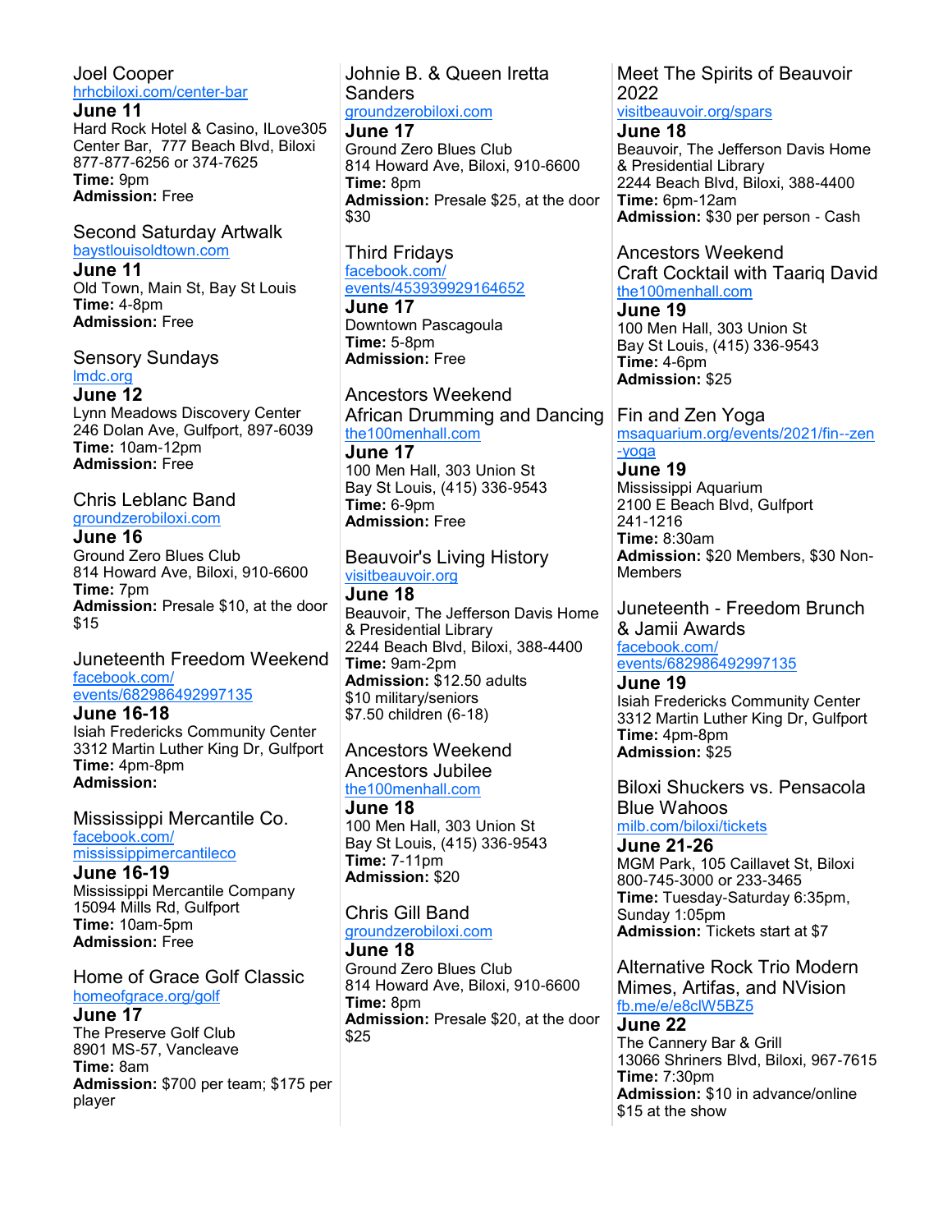### Joel Cooper
hrhcbiloxi.com/center-bar

**June 11**
Hard Rock Hotel & Casino, ILove305 Center Bar, 777 Beach Blvd, Biloxi
877-877-6256 or 374-7625
**Time:** 9pm
**Admission:** Free

### Second Saturday Artwalk
baystlouisoldtown.com

**June 11**
Old Town, Main St, Bay St Louis
**Time:** 4-8pm
**Admission:** Free

### Sensory Sundays
lmdc.org

**June 12**
Lynn Meadows Discovery Center
246 Dolan Ave, Gulfport, 897-6039
**Time:** 10am-12pm
**Admission:** Free

### Chris Leblanc Band
groundzerobiloxi.com

**June 16**
Ground Zero Blues Club
814 Howard Ave, Biloxi, 910-6600
**Time:** 7pm
**Admission:** Presale $10, at the door $15

### Juneteenth Freedom Weekend
facebook.com/events/682986492997135

**June 16-18**
Isiah Fredericks Community Center
3312 Martin Luther King Dr, Gulfport
**Time:** 4pm-8pm
**Admission:**

### Mississippi Mercantile Co.
facebook.com/mississippimercantileco

**June 16-19**
Mississippi Mercantile Company
15094 Mills Rd, Gulfport
**Time:** 10am-5pm
**Admission:** Free

### Home of Grace Golf Classic
homeofgrace.org/golf

**June 17**
The Preserve Golf Club
8901 MS-57, Vancleave
**Time:** 8am
**Admission:** $700 per team; $175 per player

### Johnie B. & Queen Iretta Sanders
groundzerobiloxi.com

**June 17**
Ground Zero Blues Club
814 Howard Ave, Biloxi, 910-6600
**Time:** 8pm
**Admission:** Presale $25, at the door $30

### Third Fridays
facebook.com/events/453939929164652

**June 17**
Downtown Pascagoula
**Time:** 5-8pm
**Admission:** Free

### Ancestors Weekend African Drumming and Dancing
the100menhall.com

**June 17**
100 Men Hall, 303 Union St
Bay St Louis, (415) 336-9543
**Time:** 6-9pm
**Admission:** Free

### Beauvoir's Living History
visitbeauvoir.org

**June 18**
Beauvoir, The Jefferson Davis Home & Presidential Library
2244 Beach Blvd, Biloxi, 388-4400
**Time:** 9am-2pm
**Admission:** $12.50 adults
$10 military/seniors
$7.50 children (6-18)

### Ancestors Weekend Ancestors Jubilee
the100menhall.com

**June 18**
100 Men Hall, 303 Union St
Bay St Louis, (415) 336-9543
**Time:** 7-11pm
**Admission:** $20

### Chris Gill Band
groundzerobiloxi.com

**June 18**
Ground Zero Blues Club
814 Howard Ave, Biloxi, 910-6600
**Time:** 8pm
**Admission:** Presale $20, at the door $25

### Meet The Spirits of Beauvoir 2022
visitbeauvoir.org/spars

**June 18**
Beauvoir, The Jefferson Davis Home & Presidential Library
2244 Beach Blvd, Biloxi, 388-4400
**Time:** 6pm-12am
**Admission:** $30 per person - Cash

### Ancestors Weekend Craft Cocktail with Taariq David
the100menhall.com

**June 19**
100 Men Hall, 303 Union St
Bay St Louis, (415) 336-9543
**Time:** 4-6pm
**Admission:** $25

### Fin and Zen Yoga
msaquarium.org/events/2021/fin--zen-yoga

**June 19**
Mississippi Aquarium
2100 E Beach Blvd, Gulfport
241-1216
**Time:** 8:30am
**Admission:** $20 Members, $30 Non-Members

### Juneteenth - Freedom Brunch & Jamii Awards
facebook.com/events/682986492997135

**June 19**
Isiah Fredericks Community Center
3312 Martin Luther King Dr, Gulfport
**Time:** 4pm-8pm
**Admission:** $25

### Biloxi Shuckers vs. Pensacola Blue Wahoos
milb.com/biloxi/tickets

**June 21-26**
MGM Park, 105 Caillavet St, Biloxi
800-745-3000 or 233-3465
**Time:** Tuesday-Saturday 6:35pm, Sunday 1:05pm
**Admission:** Tickets start at $7

### Alternative Rock Trio Modern Mimes, Artifas, and NVision
fb.me/e/e8clW5BZ5

**June 22**
The Cannery Bar & Grill
13066 Shriners Blvd, Biloxi, 967-7615
**Time:** 7:30pm
**Admission:** $10 in advance/online
$15 at the show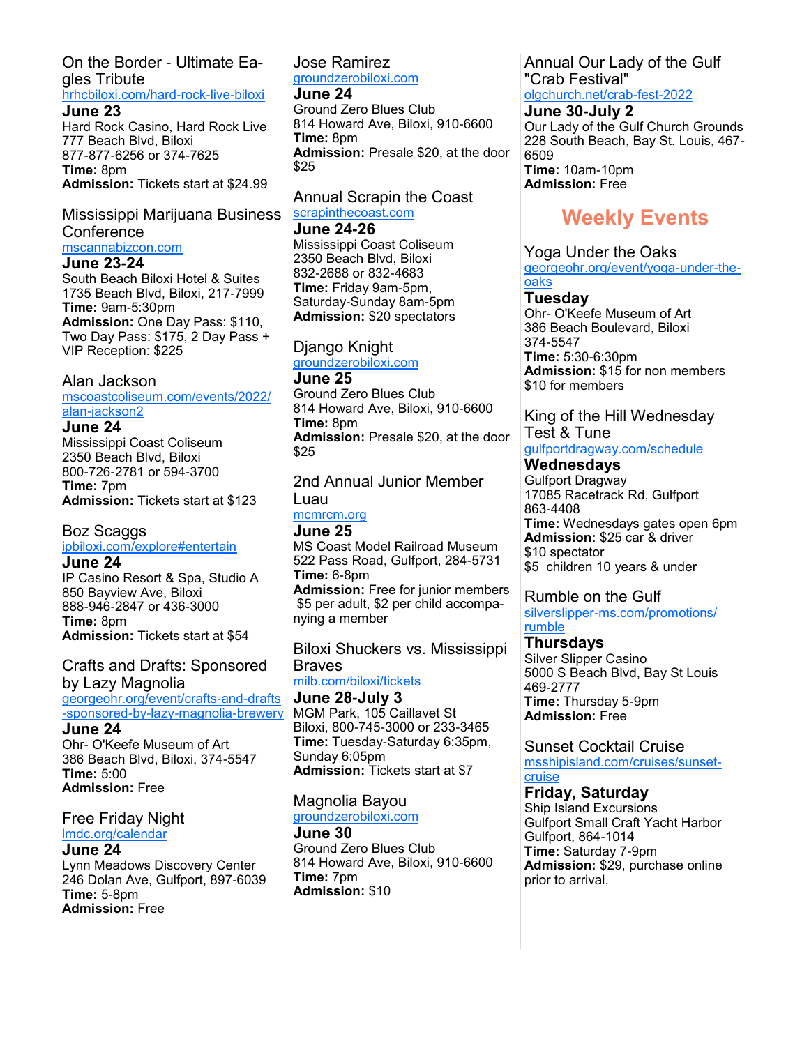### On the Border - Ultimate Eagles Tribute

hrhcbiloxi.com/hard-rock-live-biloxi

**June 23**
Hard Rock Casino, Hard Rock Live
777 Beach Blvd, Biloxi
877-877-6256 or 374-7625
**Time:** 8pm
**Admission:** Tickets start at $24.99

### Mississippi Marijuana Business Conference

mscannabizcon.com

**June 23-24**
South Beach Biloxi Hotel & Suites
1735 Beach Blvd, Biloxi, 217-7999
**Time:** 9am-5:30pm
**Admission:** One Day Pass: $110, Two Day Pass: $175, 2 Day Pass + VIP Reception: $225

### Alan Jackson

mscoastcoliseum.com/events/2022/alan-jackson2

**June 24**
Mississippi Coast Coliseum
2350 Beach Blvd, Biloxi
800-726-2781 or 594-3700
**Time:** 7pm
**Admission:** Tickets start at $123

### Boz Scaggs

ipbiloxi.com/explore#entertain

**June 24**
IP Casino Resort & Spa, Studio A
850 Bayview Ave, Biloxi
888-946-2847 or 436-3000
**Time:** 8pm
**Admission:** Tickets start at $54

### Crafts and Drafts: Sponsored by Lazy Magnolia

georgeohr.org/event/crafts-and-drafts-sponsored-by-lazy-magnolia-brewery

**June 24**
Ohr- O'Keefe Museum of Art
386 Beach Blvd, Biloxi, 374-5547
**Time:** 5:00
**Admission:** Free

### Free Friday Night

lmdc.org/calendar

**June 24**
Lynn Meadows Discovery Center
246 Dolan Ave, Gulfport, 897-6039
**Time:** 5-8pm
**Admission:** Free

### Jose Ramirez

groundzerobiloxi.com

**June 24**
Ground Zero Blues Club
814 Howard Ave, Biloxi, 910-6600
**Time:** 8pm
**Admission:** Presale $20, at the door $25

### Annual Scrapin the Coast

scrapinthecoast.com

**June 24-26**
Mississippi Coast Coliseum
2350 Beach Blvd, Biloxi
832-2688 or 832-4683
**Time:** Friday 9am-5pm, Saturday-Sunday 8am-5pm
**Admission:** $20 spectators

### Django Knight

groundzerobiloxi.com

**June 25**
Ground Zero Blues Club
814 Howard Ave, Biloxi, 910-6600
**Time:** 8pm
**Admission:** Presale $20, at the door $25

### 2nd Annual Junior Member Luau

mcmrcm.org

**June 25**
MS Coast Model Railroad Museum
522 Pass Road, Gulfport, 284-5731
**Time:** 6-8pm
**Admission:** Free for junior members $5 per adult, $2 per child accompanying a member

### Biloxi Shuckers vs. Mississippi Braves

milb.com/biloxi/tickets

**June 28-July 3**
MGM Park, 105 Caillavet St
Biloxi, 800-745-3000 or 233-3465
**Time:** Tuesday-Saturday 6:35pm, Sunday 6:05pm
**Admission:** Tickets start at $7

### Magnolia Bayou

groundzerobiloxi.com

**June 30**
Ground Zero Blues Club
814 Howard Ave, Biloxi, 910-6600
**Time:** 7pm
**Admission:** $10

### Annual Our Lady of the Gulf "Crab Festival"

olgchurch.net/crab-fest-2022

**June 30-July 2**
Our Lady of the Gulf Church Grounds
228 South Beach, Bay St. Louis, 467-6509
**Time:** 10am-10pm
**Admission:** Free

## Weekly Events

### Yoga Under the Oaks

georgeohr.org/event/yoga-under-the-oaks

**Tuesday**
Ohr- O'Keefe Museum of Art
386 Beach Boulevard, Biloxi
374-5547
**Time:** 5:30-6:30pm
**Admission:** $15 for non members
$10 for members

### King of the Hill Wednesday Test & Tune

gulfportdragway.com/schedule

**Wednesdays**
Gulfport Dragway
17085 Racetrack Rd, Gulfport
863-4408
**Time:** Wednesdays gates open 6pm
**Admission:** $25 car & driver
$10 spectator
$5 children 10 years & under

### Rumble on the Gulf

silverslipper-ms.com/promotions/rumble

**Thursdays**
Silver Slipper Casino
5000 S Beach Blvd, Bay St Louis
469-2777
**Time:** Thursday 5-9pm
**Admission:** Free

### Sunset Cocktail Cruise

msshipisland.com/cruises/sunset-cruise

**Friday, Saturday**
Ship Island Excursions
Gulfport Small Craft Yacht Harbor
Gulfport, 864-1014
**Time:** Saturday 7-9pm
**Admission:** $29, purchase online prior to arrival.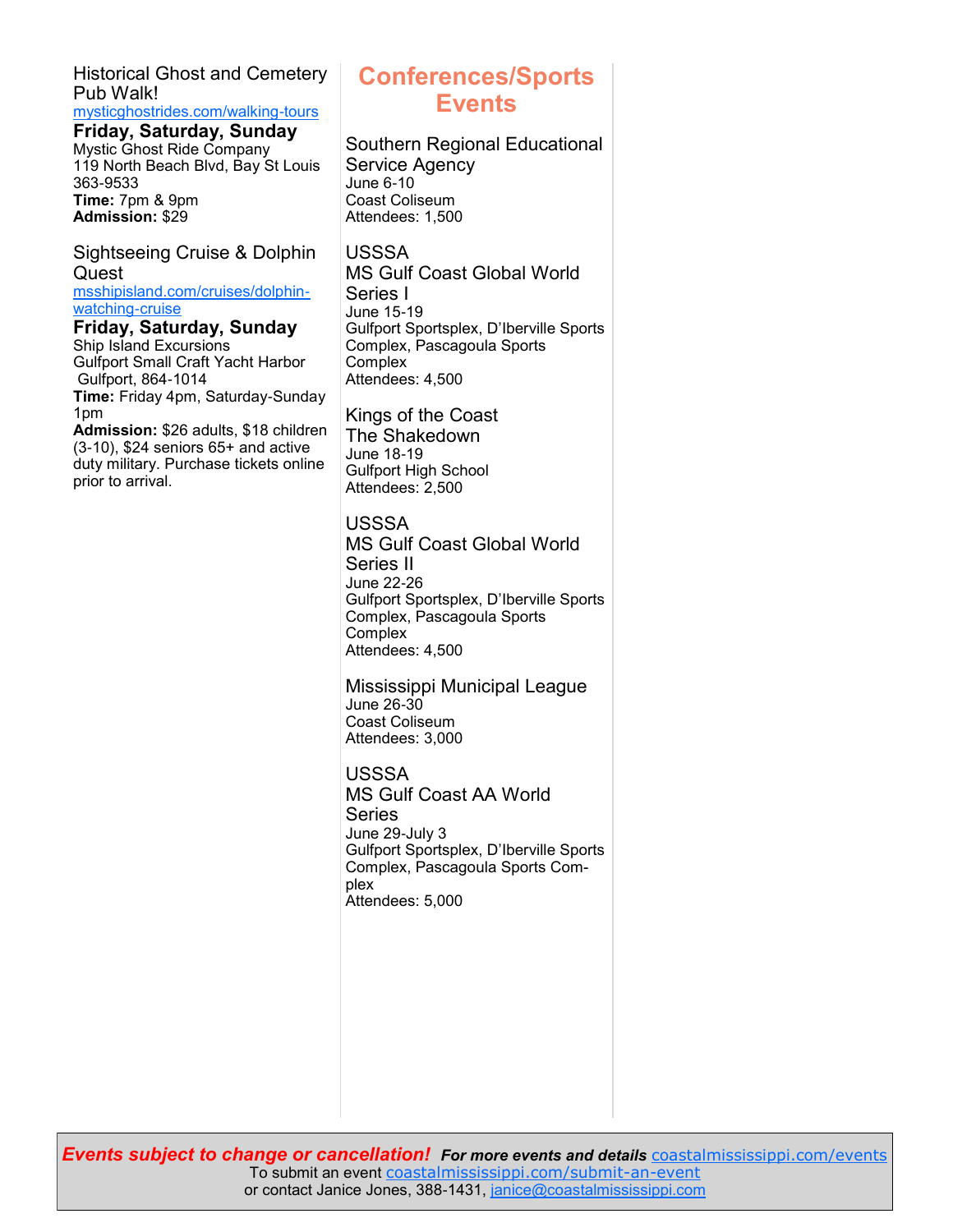Historical Ghost and Cemetery Pub Walk!
mysticghostrides.com/walking-tours
**Friday, Saturday, Sunday**
Mystic Ghost Ride Company
119 North Beach Blvd, Bay St Louis
363-9533
**Time:** 7pm & 9pm
**Admission:** $29

Sightseeing Cruise & Dolphin Quest
msshipisland.com/cruises/dolphin-watching-cruise
**Friday, Saturday, Sunday**
Ship Island Excursions
Gulfport Small Craft Yacht Harbor
Gulfport, 864-1014
**Time:** Friday 4pm, Saturday-Sunday 1pm
**Admission:** $26 adults, $18 children (3-10), $24 seniors 65+ and active duty military. Purchase tickets online prior to arrival.

## Conferences/Sports Events

Southern Regional Educational Service Agency
June 6-10
Coast Coliseum
Attendees: 1,500

USSSA
MS Gulf Coast Global World Series I
June 15-19
Gulfport Sportsplex, D'Iberville Sports Complex, Pascagoula Sports Complex
Attendees: 4,500

Kings of the Coast
The Shakedown
June 18-19
Gulfport High School
Attendees: 2,500

USSSA
MS Gulf Coast Global World Series II
June 22-26
Gulfport Sportsplex, D'Iberville Sports Complex, Pascagoula Sports Complex
Attendees: 4,500

Mississippi Municipal League
June 26-30
Coast Coliseum
Attendees: 3,000

USSSA
MS Gulf Coast AA World Series
June 29-July 3
Gulfport Sportsplex, D'Iberville Sports Complex, Pascagoula Sports Complex
Attendees: 5,000

***Events subject to change or cancellation!*** ***For more events and details*** coastalmississippi.com/events
To submit an event coastalmississippi.com/submit-an-event
or contact Janice Jones, 388-1431, janice@coastalmississippi.com